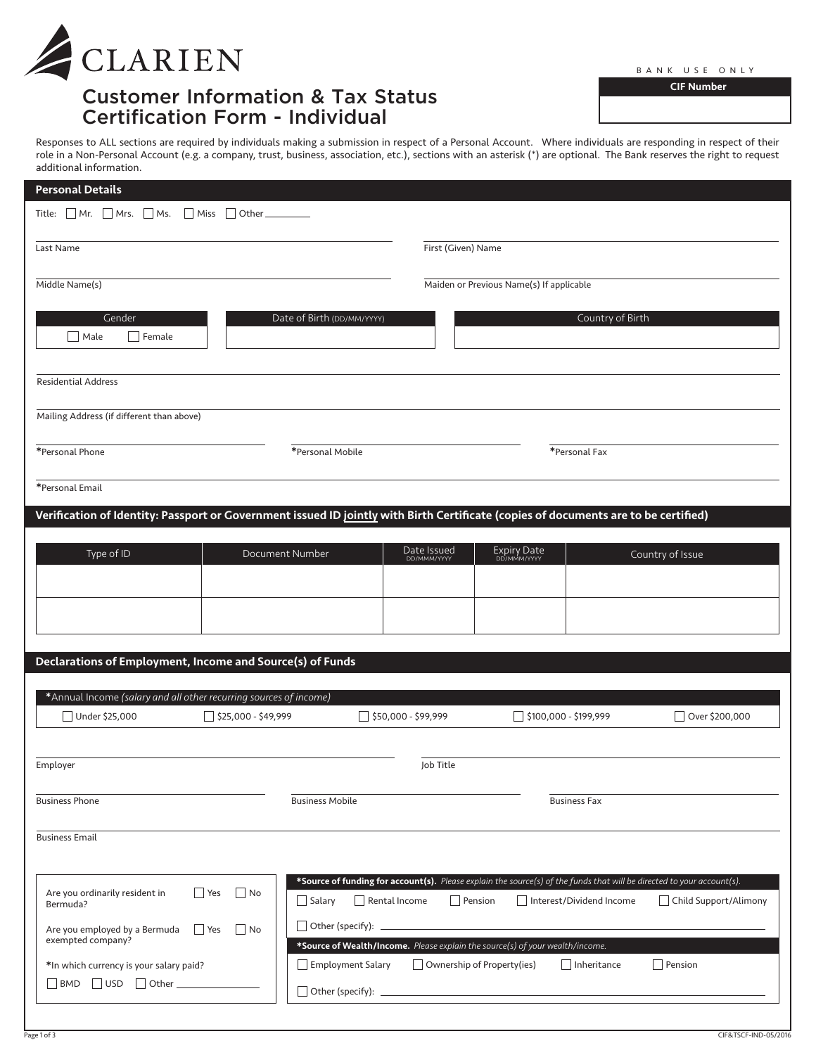# CLARIEN

## Customer Information & Tax Status Certification Form - Individual

BANK USE ONLY

| CIF Number |
| --- |
| |

Responses to ALL sections are required by individuals making a submission in respect of a Personal Account. Where individuals are responding in respect of their role in a Non-Personal Account (e.g. a company, trust, business, association, etc.), sections with an asterisk (*) are optional. The Bank reserves the right to request additional information.

### Personal Details

Title: ☐ Mr. ☐ Mrs. ☐ Ms. ☐ Miss ☐ Other ________

Last Name ____________________ First (Given) Name ____________________

Middle Name(s) ____________________ Maiden or Previous Name(s) If applicable ____________________

| Gender | Date of Birth (DD/MM/YYYY) | Country of Birth |
| --- | --- | --- |
| ☐ Male ☐ Female | | |

Residential Address ____________________

Mailing Address (if different than above) ____________________

*Personal Phone ____________________ *Personal Mobile ____________________ *Personal Fax ____________________

*Personal Email ____________________

### Verification of Identity: Passport or Government issued ID jointly with Birth Certificate (copies of documents are to be certified)

| Type of ID | Document Number | Date Issued DD/MMM/YYYY | Expiry Date DD/MMM/YYYY | Country of Issue |
| --- | --- | --- | --- | --- |
| | | | | |
| | | | | |

### Declarations of Employment, Income and Source(s) of Funds

*Annual Income *(salary and all other recurring sources of income)*

☐ Under $25,000 ☐ $25,000 - $49,999 ☐ $50,000 - $99,999 ☐ $100,000 - $199,999 ☐ Over $200,000

Employer ____________________ Job Title ____________________

Business Phone ____________________ Business Mobile ____________________ Business Fax ____________________

Business Email ____________________

Are you ordinarily resident in Bermuda? ☐ Yes ☐ No

Are you employed by a Bermuda exempted company? ☐ Yes ☐ No

*In which currency is your salary paid?

☐ BMD ☐ USD ☐ Other ________

**\*Source of funding for account(s).** *Please explain the source(s) of the funds that will be directed to your account(s).*

☐ Salary ☐ Rental Income ☐ Pension ☐ Interest/Dividend Income ☐ Child Support/Alimony

☐ Other (specify): ____________________

**\*Source of Wealth/Income.** *Please explain the source(s) of your wealth/income.*

☐ Employment Salary ☐ Ownership of Property(ies) ☐ Inheritance ☐ Pension

☐ Other (specify): ____________________

CIF&TSCF-IND-05/2016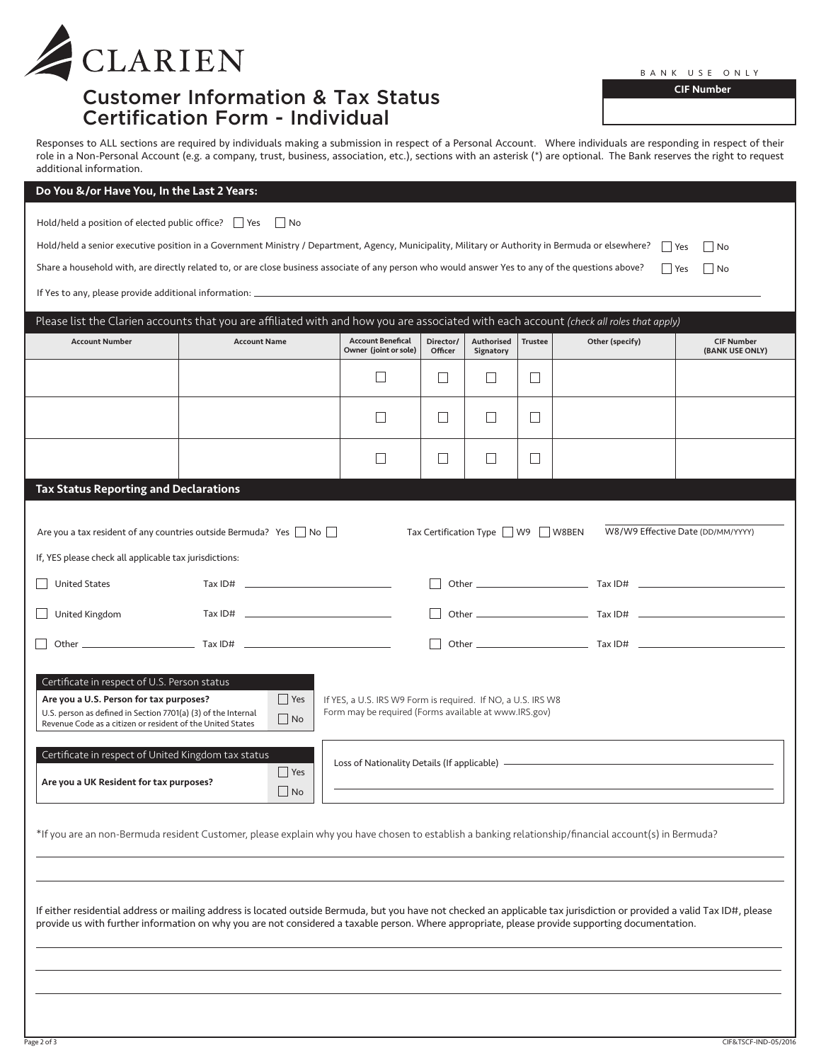# CLARIEN

## Customer Information & Tax Status Certification Form - Individual

BANK USE ONLY

| CIF Number |
|---|
| |

Responses to ALL sections are required by individuals making a submission in respect of a Personal Account. Where individuals are responding in respect of their role in a Non-Personal Account (e.g. a company, trust, business, association, etc.), sections with an asterisk (*) are optional. The Bank reserves the right to request additional information.

### Do You &/or Have You, In the Last 2 Years:

Hold/held a position of elected public office? ☐ Yes ☐ No

Hold/held a senior executive position in a Government Ministry / Department, Agency, Municipality, Military or Authority in Bermuda or elsewhere? ☐ Yes ☐ No

Share a household with, are directly related to, or are close business associate of any person who would answer Yes to any of the questions above? ☐ Yes ☐ No

If Yes to any, please provide additional information: ______________________________

### Please list the Clarien accounts that you are affiliated with and how you are associated with each account *(check all roles that apply)*

| Account Number | Account Name | Account Benefical Owner (joint or sole) | Director/ Officer | Authorised Signatory | Trustee | Other (specify) | CIF Number (BANK USE ONLY) |
|---|---|---|---|---|---|---|---|
| | | ☐ | ☐ | ☐ | ☐ | | |
| | | ☐ | ☐ | ☐ | ☐ | | |
| | | ☐ | ☐ | ☐ | ☐ | | |

### Tax Status Reporting and Declarations

Are you a tax resident of any countries outside Bermuda? Yes ☐ No ☐

Tax Certification Type ☐ W9 ☐ W8BEN

W8/W9 Effective Date (DD/MM/YYYY) ______________

If, YES please check all applicable tax jurisdictions:

| | | | |
|---|---|---|---|
| ☐ United States | Tax ID# ______________ | ☐ Other ______________ | Tax ID# ______________ |
| ☐ United Kingdom | Tax ID# ______________ | ☐ Other ______________ | Tax ID# ______________ |
| ☐ Other ______________ | Tax ID# ______________ | ☐ Other ______________ | Tax ID# ______________ |

**Certificate in respect of U.S. Person status**

**Are you a U.S. Person for tax purposes?** ☐ Yes ☐ No

U.S. person as defined in Section 7701(a) (3) of the Internal Revenue Code as a citizen or resident of the United States

If YES, a U.S. IRS W9 Form is required. If NO, a U.S. IRS W8 Form may be required (Forms available at www.IRS.gov)

**Certificate in respect of United Kingdom tax status**

**Are you a UK Resident for tax purposes?** ☐ Yes ☐ No

Loss of Nationality Details (If applicable) ______________________________

*If you are an non-Bermuda resident Customer, please explain why you have chosen to establish a banking relationship/financial account(s) in Bermuda?

______________________________

______________________________

If either residential address or mailing address is located outside Bermuda, but you have not checked an applicable tax jurisdiction or provided a valid Tax ID#, please provide us with further information on why you are not considered a taxable person. Where appropriate, please provide supporting documentation.

______________________________

______________________________

______________________________

CIF&TSCF-IND-05/2016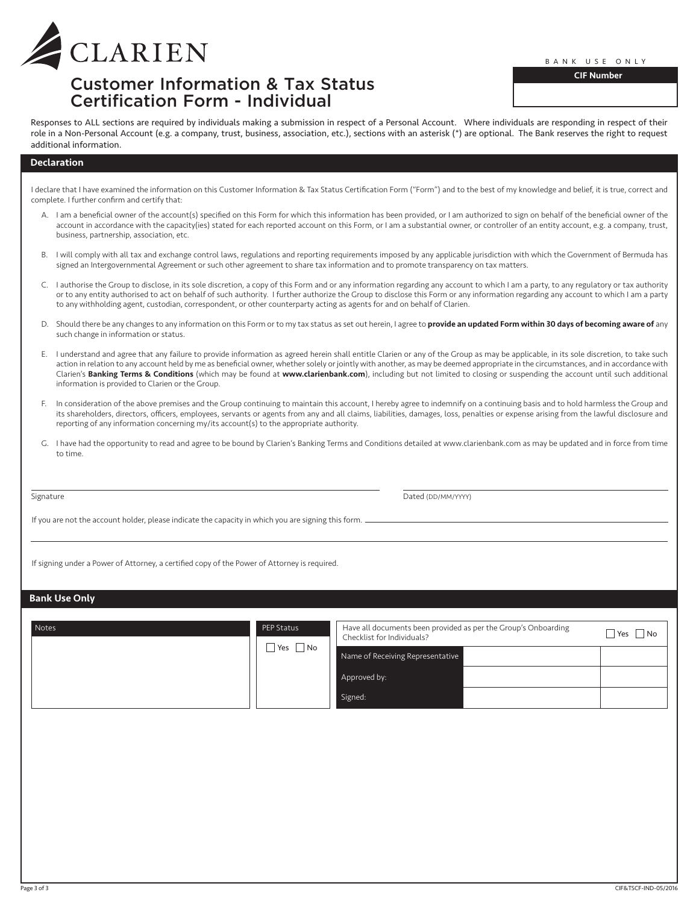CLARIEN

# Customer Information & Tax Status Certification Form - Individual

BANK USE ONLY

| CIF Number |
|---|
| |

Responses to ALL sections are required by individuals making a submission in respect of a Personal Account. Where individuals are responding in respect of their role in a Non-Personal Account (e.g. a company, trust, business, association, etc.), sections with an asterisk (*) are optional. The Bank reserves the right to request additional information.

## Declaration

I declare that I have examined the information on this Customer Information & Tax Status Certification Form ("Form") and to the best of my knowledge and belief, it is true, correct and complete. I further confirm and certify that:

A. I am a beneficial owner of the account(s) specified on this Form for which this information has been provided, or I am authorized to sign on behalf of the beneficial owner of the account in accordance with the capacity(ies) stated for each reported account on this Form, or I am a substantial owner, or controller of an entity account, e.g. a company, trust, business, partnership, association, etc.

B. I will comply with all tax and exchange control laws, regulations and reporting requirements imposed by any applicable jurisdiction with which the Government of Bermuda has signed an Intergovernmental Agreement or such other agreement to share tax information and to promote transparency on tax matters.

C. I authorise the Group to disclose, in its sole discretion, a copy of this Form and or any information regarding any account to which I am a party, to any regulatory or tax authority or to any entity authorised to act on behalf of such authority. I further authorize the Group to disclose this Form or any information regarding any account to which I am a party to any withholding agent, custodian, correspondent, or other counterparty acting as agents for and on behalf of Clarien.

D. Should there be any changes to any information on this Form or to my tax status as set out herein, I agree to **provide an updated Form within 30 days of becoming aware of** any such change in information or status.

E. I understand and agree that any failure to provide information as agreed herein shall entitle Clarien or any of the Group as may be applicable, in its sole discretion, to take such action in relation to any account held by me as beneficial owner, whether solely or jointly with another, as may be deemed appropriate in the circumstances, and in accordance with Clarien's **Banking Terms & Conditions** (which may be found at **www.clarienbank.com**), including but not limited to closing or suspending the account until such additional information is provided to Clarien or the Group.

F. In consideration of the above premises and the Group continuing to maintain this account, I hereby agree to indemnify on a continuing basis and to hold harmless the Group and its shareholders, directors, officers, employees, servants or agents from any and all claims, liabilities, damages, loss, penalties or expense arising from the lawful disclosure and reporting of any information concerning my/its account(s) to the appropriate authority.

G. I have had the opportunity to read and agree to be bound by Clarien's Banking Terms and Conditions detailed at www.clarienbank.com as may be updated and in force from time to time.

Signature ______________________ Dated (DD/MM/YYYY) ______________________

If you are not the account holder, please indicate the capacity in which you are signing this form. ______________________

If signing under a Power of Attorney, a certified copy of the Power of Attorney is required.

## Bank Use Only

| Notes | PEP Status |
|---|---|
| | ☐ Yes ☐ No |

| Have all documents been provided as per the Group's Onboarding Checklist for Individuals? | ☐ Yes ☐ No | |
|---|---|---|
| Name of Receiving Representative | | |
| Approved by: | | |
| Signed: | | |

CIF&TSCF-IND-05/2016